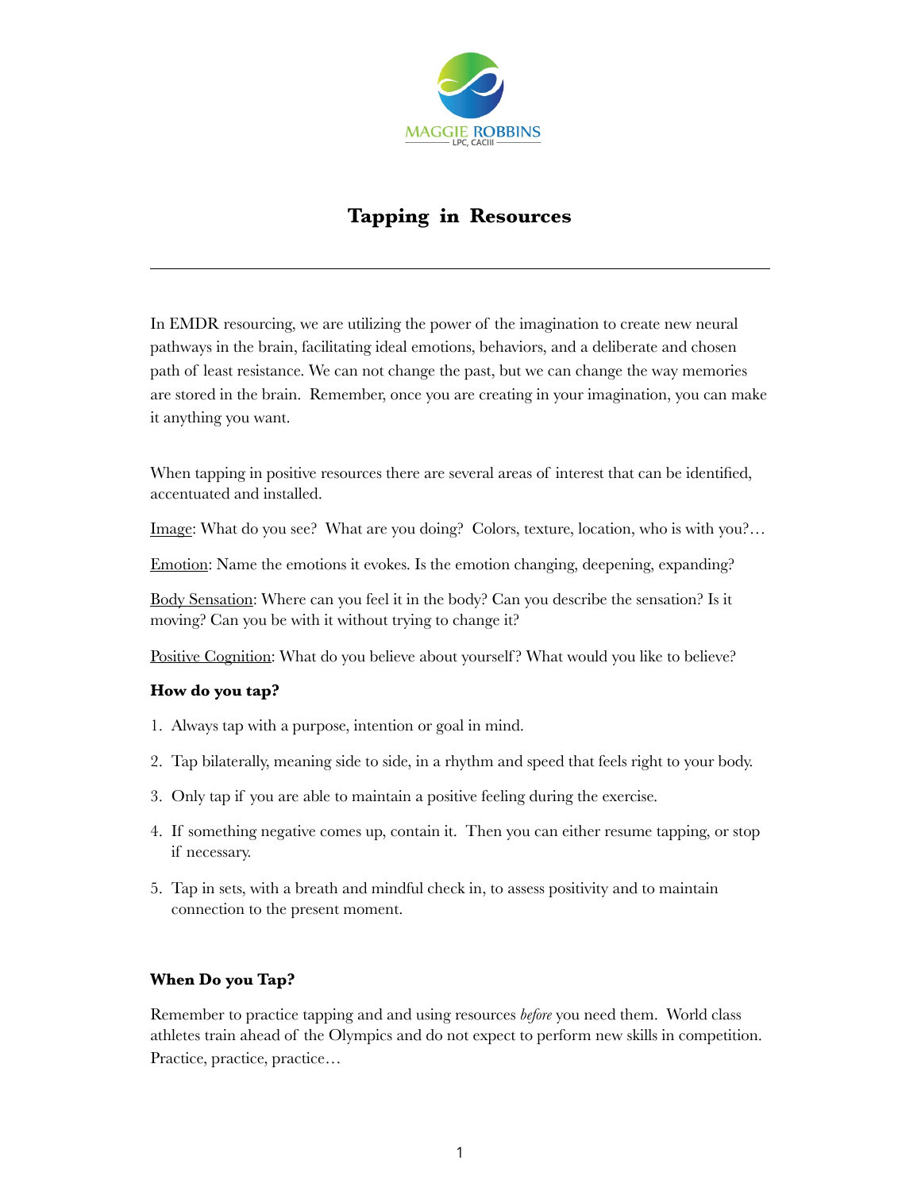MAGGIE ROBBINS

LPC, CACIII

# Tapping in Resources

---

In EMDR resourcing, we are utilizing the power of the imagination to create new neural pathways in the brain, facilitating ideal emotions, behaviors, and a deliberate and chosen path of least resistance. We can not change the past, but we can change the way memories are stored in the brain. Remember, once you are creating in your imagination, you can make it anything you want.

When tapping in positive resources there are several areas of interest that can be identified, accentuated and installed.

<u>Image</u>: What do you see? What are you doing? Colors, texture, location, who is with you?…

<u>Emotion</u>: Name the emotions it evokes. Is the emotion changing, deepening, expanding?

<u>Body Sensation</u>: Where can you feel it in the body? Can you describe the sensation? Is it moving? Can you be with it without trying to change it?

<u>Positive Cognition</u>: What do you believe about yourself? What would you like to believe?

**How do you tap?**

1. Always tap with a purpose, intention or goal in mind.
2. Tap bilaterally, meaning side to side, in a rhythm and speed that feels right to your body.
3. Only tap if you are able to maintain a positive feeling during the exercise.
4. If something negative comes up, contain it. Then you can either resume tapping, or stop if necessary.
5. Tap in sets, with a breath and mindful check in, to assess positivity and to maintain connection to the present moment.

**When Do you Tap?**

Remember to practice tapping and and using resources *before* you need them. World class athletes train ahead of the Olympics and do not expect to perform new skills in competition. Practice, practice, practice…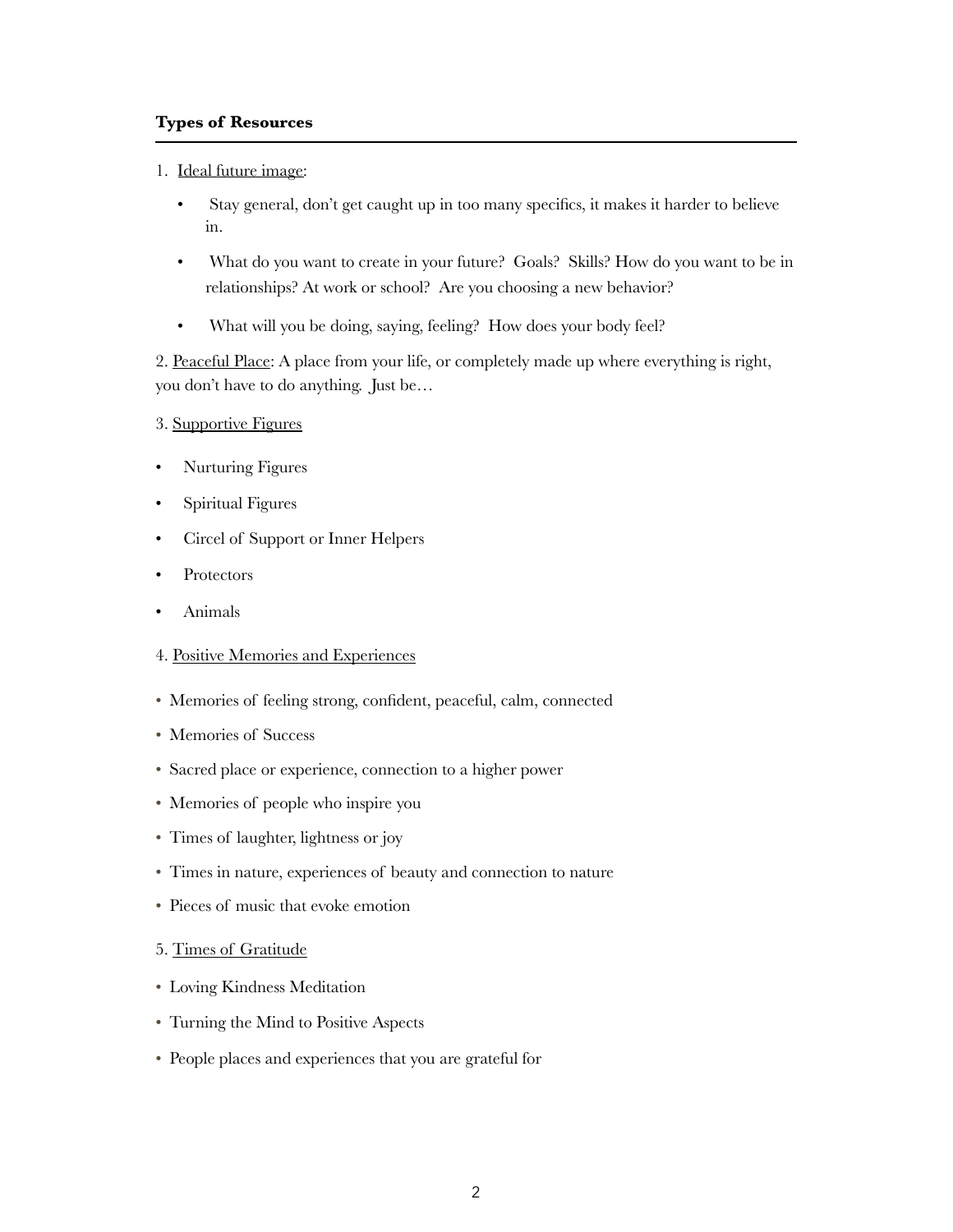**Types of Resources**

1. Ideal future image:

   - Stay general, don't get caught up in too many specifics, it makes it harder to believe in.
   - What do you want to create in your future? Goals? Skills? How do you want to be in relationships? At work or school? Are you choosing a new behavior?
   - What will you be doing, saying, feeling? How does your body feel?

2. Peaceful Place: A place from your life, or completely made up where everything is right, you don't have to do anything. Just be…

3. Supportive Figures

- Nurturing Figures
- Spiritual Figures
- Circel of Support or Inner Helpers
- Protectors
- Animals

4. Positive Memories and Experiences

- Memories of feeling strong, confident, peaceful, calm, connected
- Memories of Success
- Sacred place or experience, connection to a higher power
- Memories of people who inspire you
- Times of laughter, lightness or joy
- Times in nature, experiences of beauty and connection to nature
- Pieces of music that evoke emotion

5. Times of Gratitude

- Loving Kindness Meditation
- Turning the Mind to Positive Aspects
- People places and experiences that you are grateful for